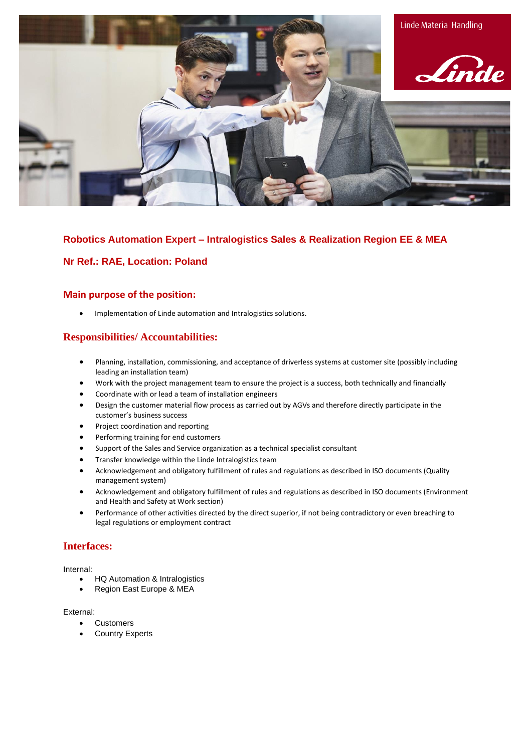Linde Material Handling

# Robotics Automation Expert – Intralogistics Sales & Realization Region EE & MEA

## Nr Ref.: RAE, Location: Poland

### Main purpose of the position:

- Implementation of Linde automation and Intralogistics solutions.

### Responsibilities/ Accountabilities:

- Planning, installation, commissioning, and acceptance of driverless systems at customer site (possibly including leading an installation team)
- Work with the project management team to ensure the project is a success, both technically and financially
- Coordinate with or lead a team of installation engineers
- Design the customer material flow process as carried out by AGVs and therefore directly participate in the customer's business success
- Project coordination and reporting
- Performing training for end customers
- Support of the Sales and Service organization as a technical specialist consultant
- Transfer knowledge within the Linde Intralogistics team
- Acknowledgement and obligatory fulfillment of rules and regulations as described in ISO documents (Quality management system)
- Acknowledgement and obligatory fulfillment of rules and regulations as described in ISO documents (Environment and Health and Safety at Work section)
- Performance of other activities directed by the direct superior, if not being contradictory or even breaching to legal regulations or employment contract

### Interfaces:

Internal:

- HQ Automation & Intralogistics
- Region East Europe & MEA

External:

- Customers
- Country Experts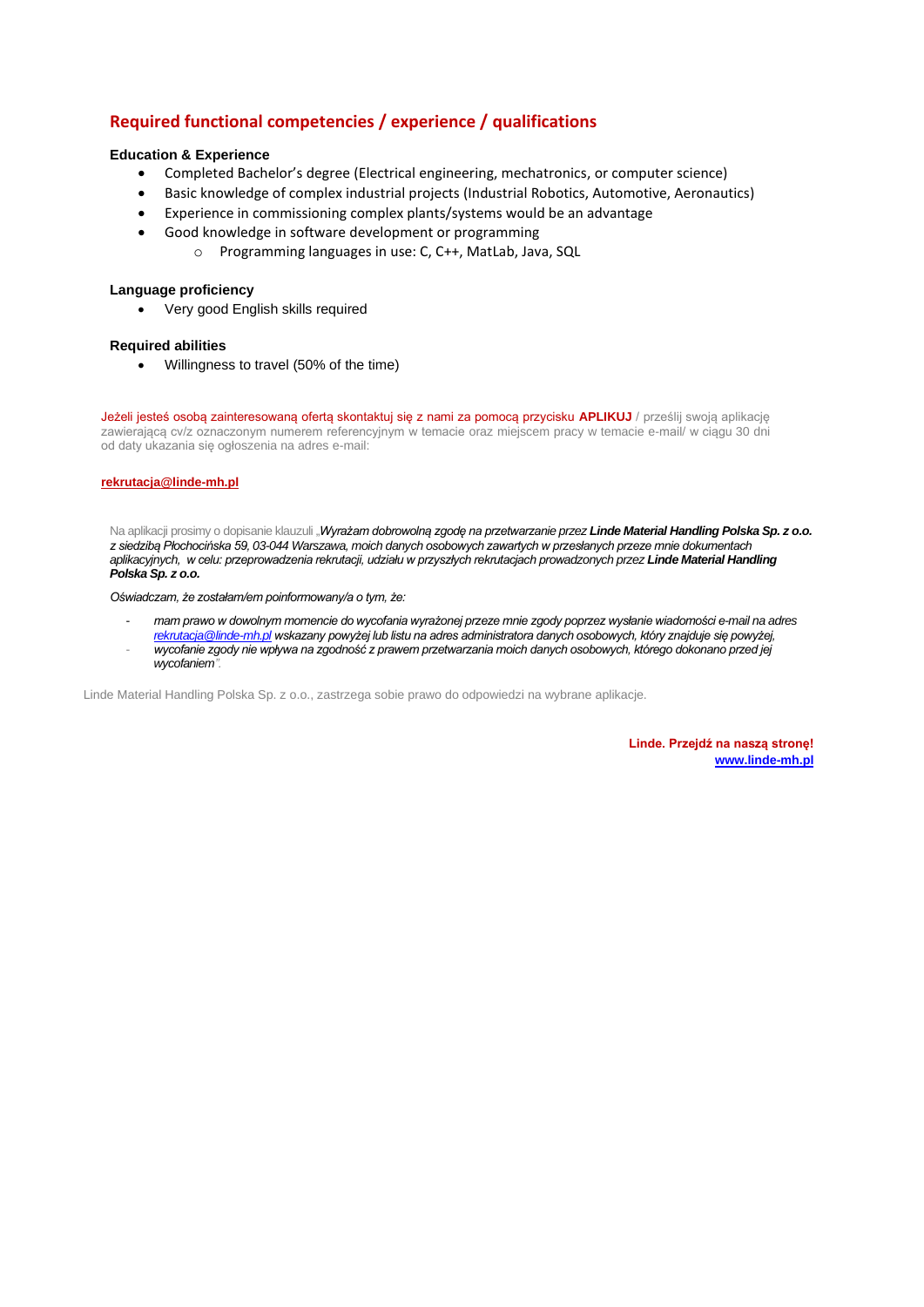## Required functional competencies / experience / qualifications

**Education & Experience**

- Completed Bachelor's degree (Electrical engineering, mechatronics, or computer science)
- Basic knowledge of complex industrial projects (Industrial Robotics, Automotive, Aeronautics)
- Experience in commissioning complex plants/systems would be an advantage
- Good knowledge in software development or programming
  - Programming languages in use: C, C++, MatLab, Java, SQL

**Language proficiency**

- Very good English skills required

**Required abilities**

- Willingness to travel (50% of the time)

Jeżeli jesteś osobą zainteresowaną ofertą skontaktuj się z nami za pomocą przycisku **APLIKUJ** / prześlij swoją aplikację zawierającą cv/z oznaczonym numerem referencyjnym w temacie oraz miejscem pracy w temacie e-mail/ w ciągu 30 dni od daty ukazania się ogłoszenia na adres e-mail:

**rekrutacja@linde-mh.pl**

Na aplikacji prosimy o dopisanie klauzuli *„Wyrażam dobrowolną zgodę na przetwarzanie przez **Linde Material Handling Polska Sp. z o.o.** z siedzibą Płochocińska 59, 03-044 Warszawa, moich danych osobowych zawartych w przesłanych przeze mnie dokumentach aplikacyjnych, w celu: przeprowadzenia rekrutacji, udziału w przyszłych rekrutacjach prowadzonych przez **Linde Material Handling Polska Sp. z o.o.***

*Oświadczam, że zostałam/em poinformowany/a o tym, że:*

- *mam prawo w dowolnym momencie do wycofania wyrażonej przeze mnie zgody poprzez wysłanie wiadomości e-mail na adres rekrutacja@linde-mh.pl wskazany powyżej lub listu na adres administratora danych osobowych, który znajduje się powyżej,*
- *wycofanie zgody nie wpływa na zgodność z prawem przetwarzania moich danych osobowych, którego dokonano przed jej wycofaniem".*

Linde Material Handling Polska Sp. z o.o., zastrzega sobie prawo do odpowiedzi na wybrane aplikacje.

**Linde. Przejdź na naszą stronę!**
**www.linde-mh.pl**